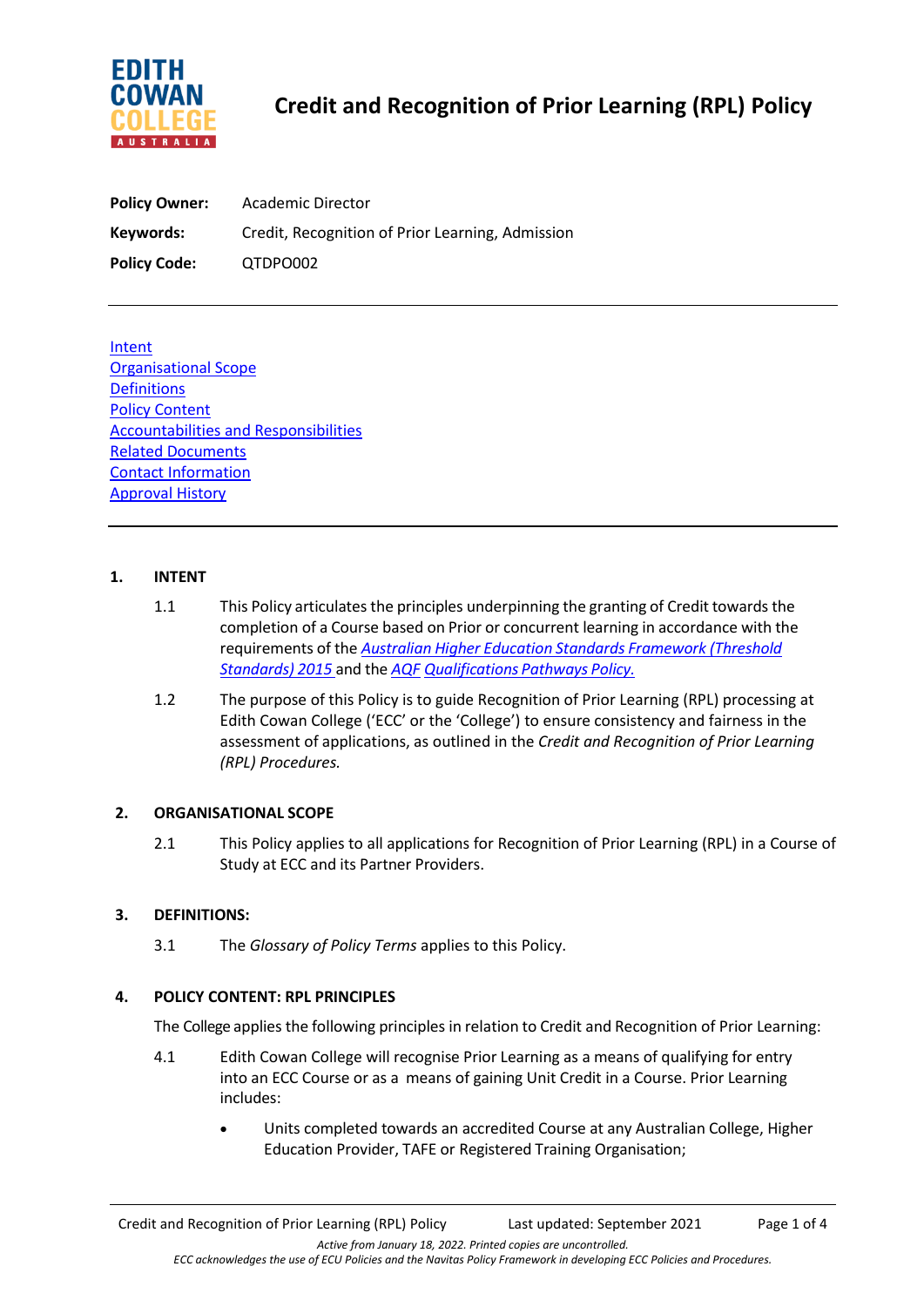# Credit and Recognition of Prior Learning (RPL) Policy

**Policy Owner:** Academic Director

**Keywords:** Credit, Recognition of Prior Learning, Admission

**Policy Code:** QTDPO002

---

[Intent](#)
[Organisational Scope](#)
[Definitions](#)
[Policy Content](#)
[Accountabilities and Responsibilities](#)
[Related Documents](#)
[Contact Information](#)
[Approval History](#)

---

## 1. INTENT

1.1 This Policy articulates the principles underpinning the granting of Credit towards the completion of a Course based on Prior or concurrent learning in accordance with the requirements of the *[Australian Higher Education Standards Framework (Threshold Standards) 2015](#)* and the *[AQF](#) [Qualifications Pathways Policy.](#)*

1.2 The purpose of this Policy is to guide Recognition of Prior Learning (RPL) processing at Edith Cowan College ('ECC' or the 'College') to ensure consistency and fairness in the assessment of applications, as outlined in the *Credit and Recognition of Prior Learning (RPL) Procedures.*

## 2. ORGANISATIONAL SCOPE

2.1 This Policy applies to all applications for Recognition of Prior Learning (RPL) in a Course of Study at ECC and its Partner Providers.

## 3. DEFINITIONS:

3.1 The *Glossary of Policy Terms* applies to this Policy.

## 4. POLICY CONTENT: RPL PRINCIPLES

The College applies the following principles in relation to Credit and Recognition of Prior Learning:

4.1 Edith Cowan College will recognise Prior Learning as a means of qualifying for entry into an ECC Course or as a means of gaining Unit Credit in a Course. Prior Learning includes:

- Units completed towards an accredited Course at any Australian College, Higher Education Provider, TAFE or Registered Training Organisation;

*Active from January 18, 2022. Printed copies are uncontrolled.*
*ECC acknowledges the use of ECU Policies and the Navitas Policy Framework in developing ECC Policies and Procedures.*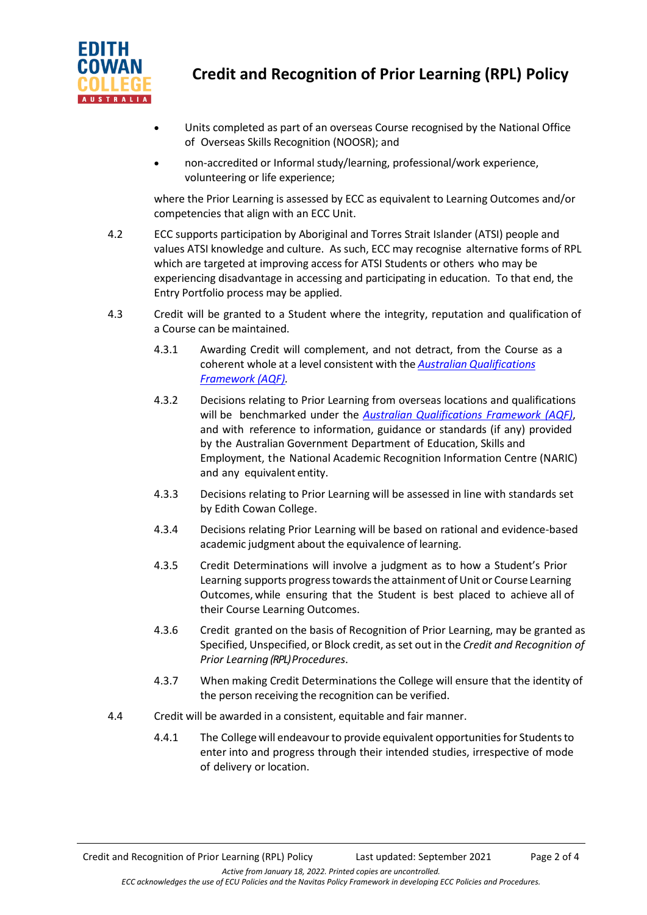- Units completed as part of an overseas Course recognised by the National Office of Overseas Skills Recognition (NOOSR); and
- non-accredited or Informal study/learning, professional/work experience, volunteering or life experience;

where the Prior Learning is assessed by ECC as equivalent to Learning Outcomes and/or competencies that align with an ECC Unit.

4.2 ECC supports participation by Aboriginal and Torres Strait Islander (ATSI) people and values ATSI knowledge and culture. As such, ECC may recognise alternative forms of RPL which are targeted at improving access for ATSI Students or others who may be experiencing disadvantage in accessing and participating in education. To that end, the Entry Portfolio process may be applied.

4.3 Credit will be granted to a Student where the integrity, reputation and qualification of a Course can be maintained.

4.3.1 Awarding Credit will complement, and not detract, from the Course as a coherent whole at a level consistent with the *Australian Qualifications Framework (AQF)*.

4.3.2 Decisions relating to Prior Learning from overseas locations and qualifications will be benchmarked under the *Australian Qualifications Framework (AQF)*, and with reference to information, guidance or standards (if any) provided by the Australian Government Department of Education, Skills and Employment, the National Academic Recognition Information Centre (NARIC) and any equivalent entity.

4.3.3 Decisions relating to Prior Learning will be assessed in line with standards set by Edith Cowan College.

4.3.4 Decisions relating Prior Learning will be based on rational and evidence-based academic judgment about the equivalence of learning.

4.3.5 Credit Determinations will involve a judgment as to how a Student's Prior Learning supports progress towards the attainment of Unit or Course Learning Outcomes, while ensuring that the Student is best placed to achieve all of their Course Learning Outcomes.

4.3.6 Credit granted on the basis of Recognition of Prior Learning, may be granted as Specified, Unspecified, or Block credit, as set out in the *Credit and Recognition of Prior Learning (RPL) Procedures*.

4.3.7 When making Credit Determinations the College will ensure that the identity of the person receiving the recognition can be verified.

4.4 Credit will be awarded in a consistent, equitable and fair manner.

4.4.1 The College will endeavour to provide equivalent opportunities for Students to enter into and progress through their intended studies, irrespective of mode of delivery or location.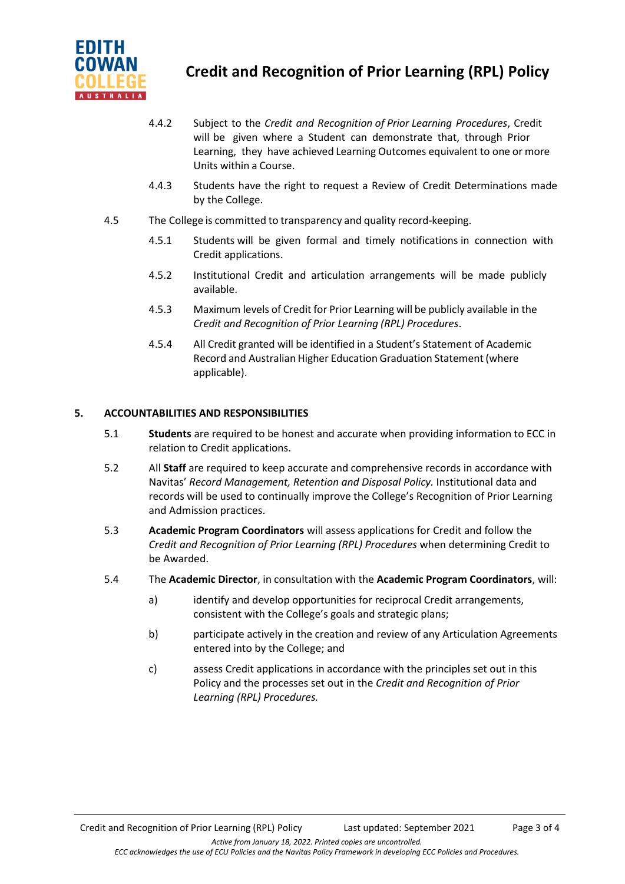4.4.2 Subject to the *Credit and Recognition of Prior Learning Procedures*, Credit will be given where a Student can demonstrate that, through Prior Learning, they have achieved Learning Outcomes equivalent to one or more Units within a Course.

4.4.3 Students have the right to request a Review of Credit Determinations made by the College.

4.5 The College is committed to transparency and quality record-keeping.

4.5.1 Students will be given formal and timely notifications in connection with Credit applications.

4.5.2 Institutional Credit and articulation arrangements will be made publicly available.

4.5.3 Maximum levels of Credit for Prior Learning will be publicly available in the *Credit and Recognition of Prior Learning (RPL) Procedures*.

4.5.4 All Credit granted will be identified in a Student's Statement of Academic Record and Australian Higher Education Graduation Statement (where applicable).

## 5. ACCOUNTABILITIES AND RESPONSIBILITIES

5.1 **Students** are required to be honest and accurate when providing information to ECC in relation to Credit applications.

5.2 All **Staff** are required to keep accurate and comprehensive records in accordance with Navitas' *Record Management, Retention and Disposal Policy.* Institutional data and records will be used to continually improve the College's Recognition of Prior Learning and Admission practices.

5.3 **Academic Program Coordinators** will assess applications for Credit and follow the *Credit and Recognition of Prior Learning (RPL) Procedures* when determining Credit to be Awarded.

5.4 The **Academic Director**, in consultation with the **Academic Program Coordinators**, will:

a) identify and develop opportunities for reciprocal Credit arrangements, consistent with the College's goals and strategic plans;

b) participate actively in the creation and review of any Articulation Agreements entered into by the College; and

c) assess Credit applications in accordance with the principles set out in this Policy and the processes set out in the *Credit and Recognition of Prior Learning (RPL) Procedures.*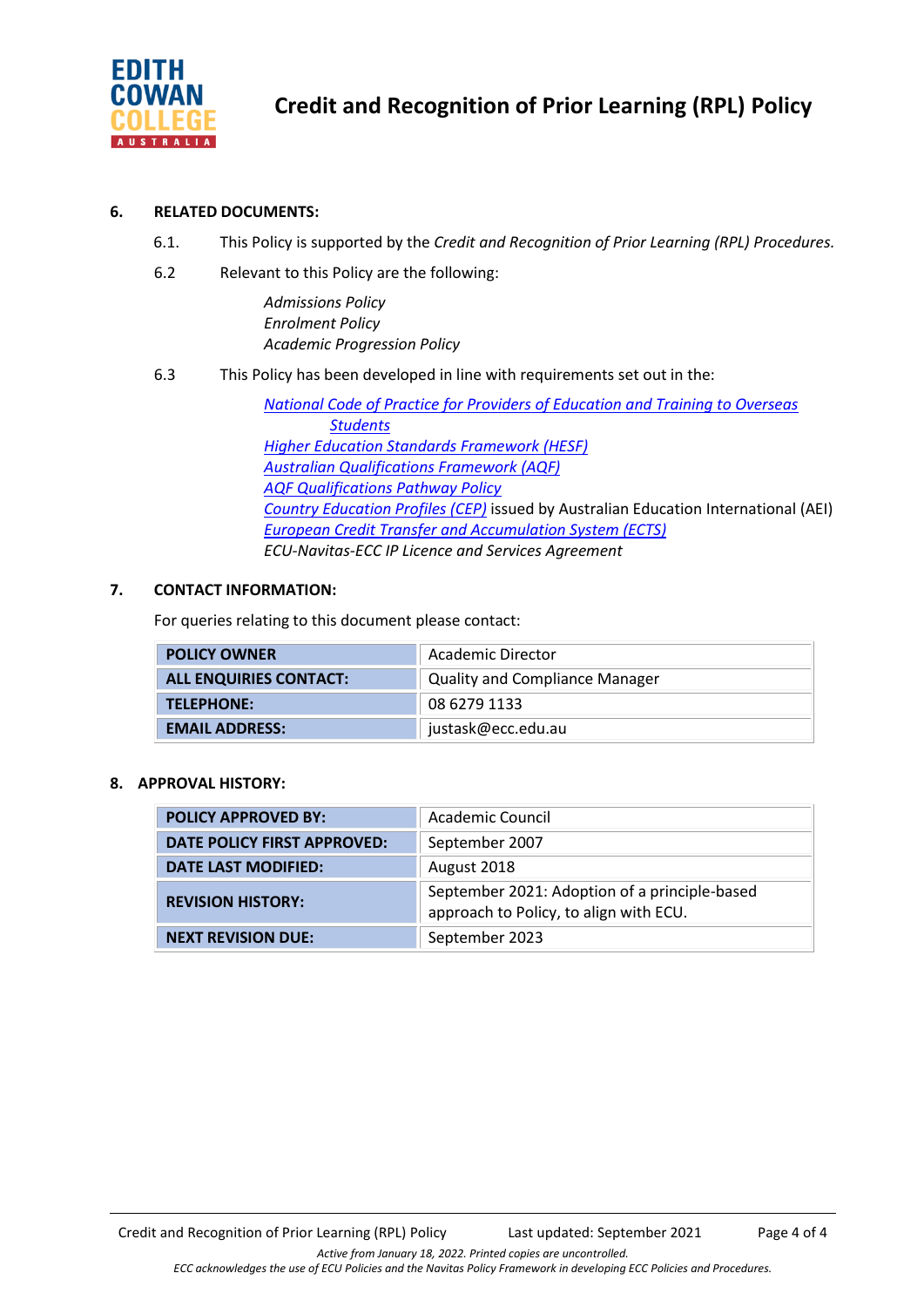## 6. RELATED DOCUMENTS:

6.1. This Policy is supported by the *Credit and Recognition of Prior Learning (RPL) Procedures.*

6.2 Relevant to this Policy are the following:

*Admissions Policy*
*Enrolment Policy*
*Academic Progression Policy*

6.3 This Policy has been developed in line with requirements set out in the:

*National Code of Practice for Providers of Education and Training to Overseas Students*
*Higher Education Standards Framework (HESF)*
*Australian Qualifications Framework (AQF)*
*AQF Qualifications Pathway Policy*
*Country Education Profiles (CEP)* issued by Australian Education International (AEI)
*European Credit Transfer and Accumulation System (ECTS)*
*ECU-Navitas-ECC IP Licence and Services Agreement*

## 7. CONTACT INFORMATION:

For queries relating to this document please contact:

| | |
|---|---|
| **POLICY OWNER** | Academic Director |
| **ALL ENQUIRIES CONTACT:** | Quality and Compliance Manager |
| **TELEPHONE:** | 08 6279 1133 |
| **EMAIL ADDRESS:** | justask@ecc.edu.au |

## 8. APPROVAL HISTORY:

| | |
|---|---|
| **POLICY APPROVED BY:** | Academic Council |
| **DATE POLICY FIRST APPROVED:** | September 2007 |
| **DATE LAST MODIFIED:** | August 2018 |
| **REVISION HISTORY:** | September 2021: Adoption of a principle-based approach to Policy, to align with ECU. |
| **NEXT REVISION DUE:** | September 2023 |